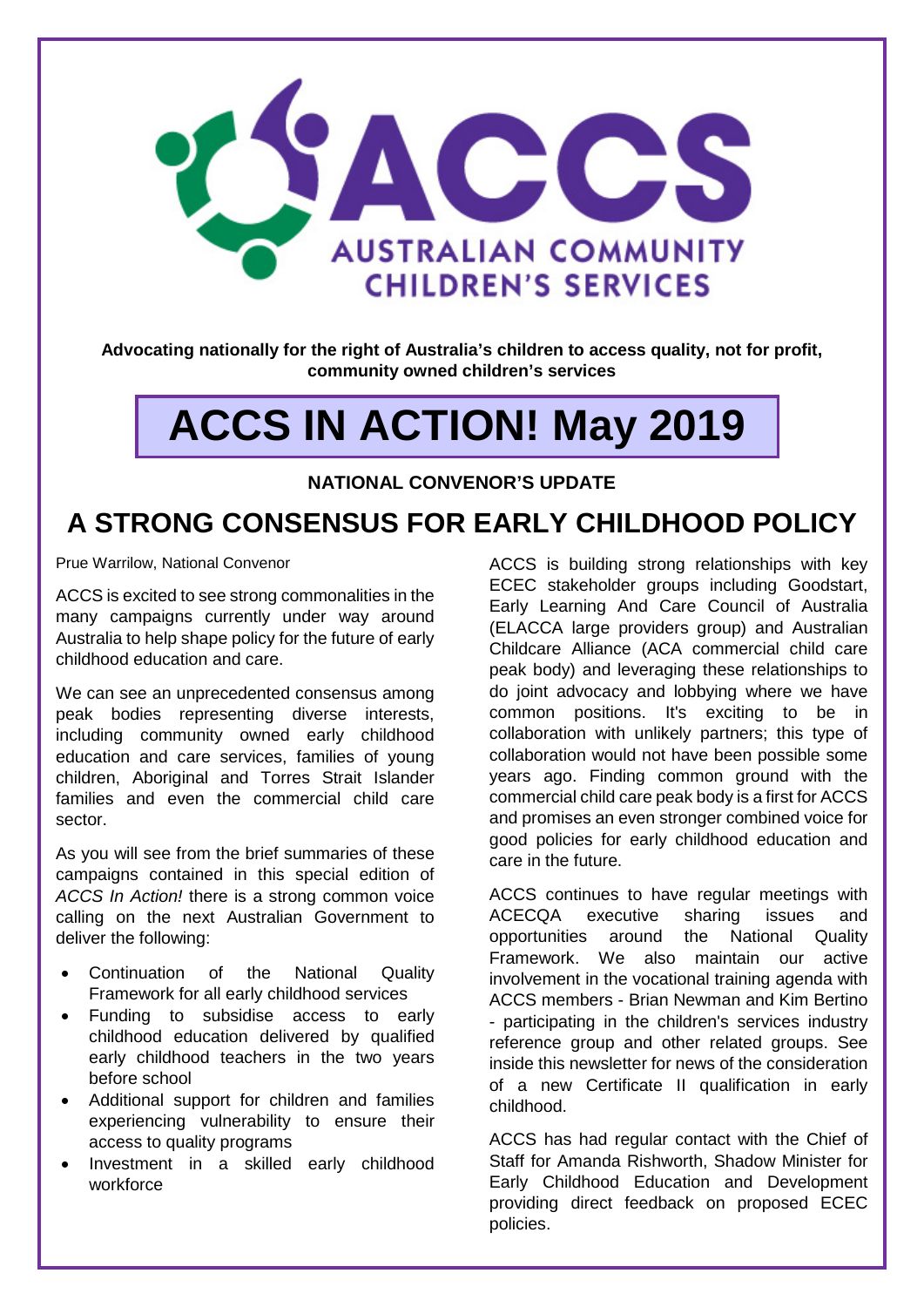ACCS AUSTRALIAN COMMUNITY CHILDREN'S SERVICES

**Advocating nationally for the right of Australia's children to access quality, not for profit, community owned children's services**

# ACCS IN ACTION! May 2019

**NATIONAL CONVENOR'S UPDATE**

## A STRONG CONSENSUS FOR EARLY CHILDHOOD POLICY

Prue Warrilow, National Convenor

ACCS is excited to see strong commonalities in the many campaigns currently under way around Australia to help shape policy for the future of early childhood education and care.

We can see an unprecedented consensus among peak bodies representing diverse interests, including community owned early childhood education and care services, families of young children, Aboriginal and Torres Strait Islander families and even the commercial child care sector.

As you will see from the brief summaries of these campaigns contained in this special edition of *ACCS In Action!* there is a strong common voice calling on the next Australian Government to deliver the following:

- Continuation of the National Quality Framework for all early childhood services
- Funding to subsidise access to early childhood education delivered by qualified early childhood teachers in the two years before school
- Additional support for children and families experiencing vulnerability to ensure their access to quality programs
- Investment in a skilled early childhood workforce

ACCS is building strong relationships with key ECEC stakeholder groups including Goodstart, Early Learning And Care Council of Australia (ELACCA large providers group) and Australian Childcare Alliance (ACA commercial child care peak body) and leveraging these relationships to do joint advocacy and lobbying where we have common positions. It's exciting to be in collaboration with unlikely partners; this type of collaboration would not have been possible some years ago. Finding common ground with the commercial child care peak body is a first for ACCS and promises an even stronger combined voice for good policies for early childhood education and care in the future.

ACCS continues to have regular meetings with ACECQA executive sharing issues and opportunities around the National Quality Framework. We also maintain our active involvement in the vocational training agenda with ACCS members - Brian Newman and Kim Bertino - participating in the children's services industry reference group and other related groups. See inside this newsletter for news of the consideration of a new Certificate II qualification in early childhood.

ACCS has had regular contact with the Chief of Staff for Amanda Rishworth, Shadow Minister for Early Childhood Education and Development providing direct feedback on proposed ECEC policies.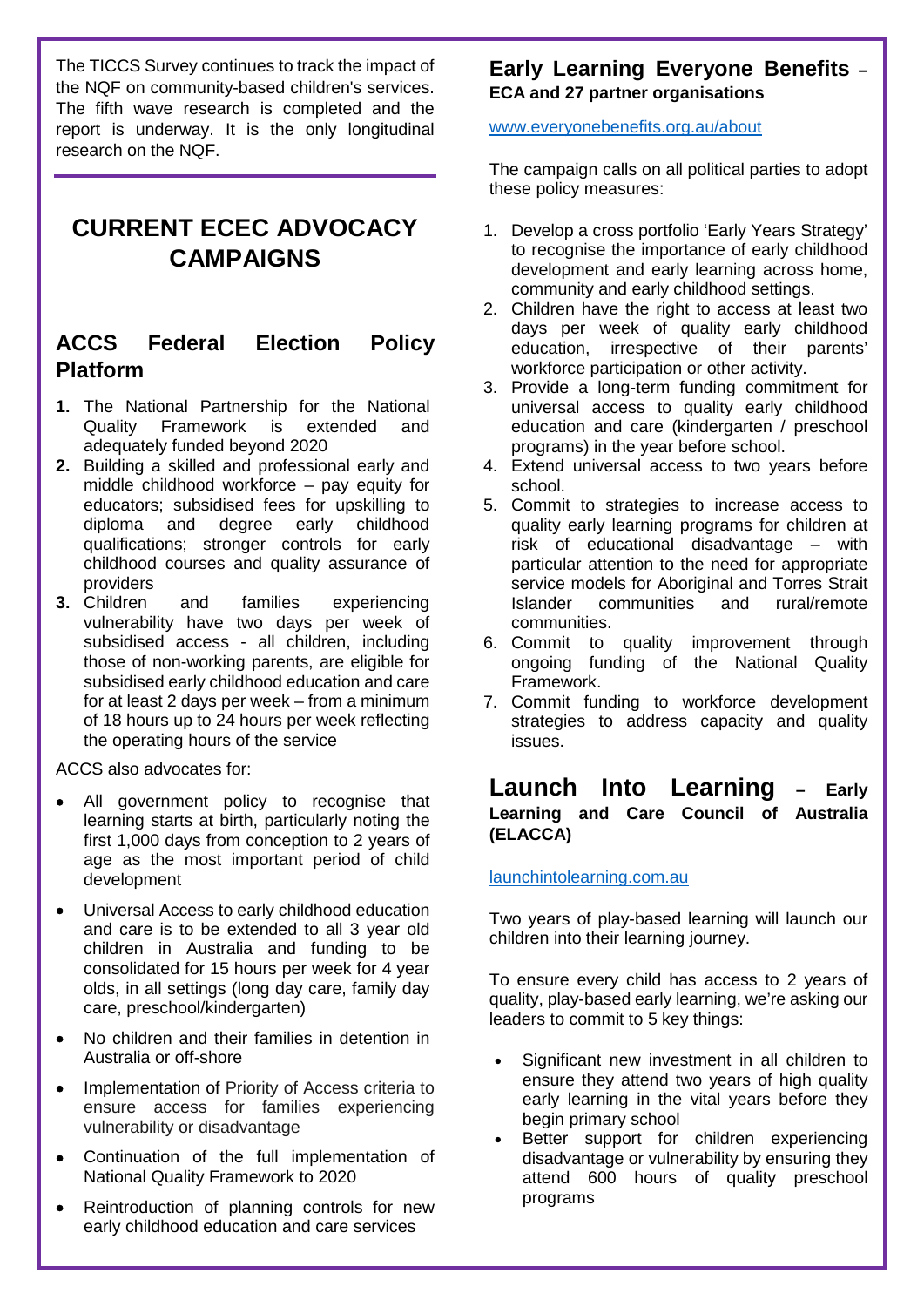The TICCS Survey continues to track the impact of the NQF on community-based children's services. The fifth wave research is completed and the report is underway. It is the only longitudinal research on the NQF.

# CURRENT ECEC ADVOCACY CAMPAIGNS

## ACCS Federal Election Policy Platform

1. The National Partnership for the National Quality Framework is extended and adequately funded beyond 2020
2. Building a skilled and professional early and middle childhood workforce – pay equity for educators; subsidised fees for upskilling to diploma and degree early childhood qualifications; stronger controls for early childhood courses and quality assurance of providers
3. Children and families experiencing vulnerability have two days per week of subsidised access - all children, including those of non-working parents, are eligible for subsidised early childhood education and care for at least 2 days per week – from a minimum of 18 hours up to 24 hours per week reflecting the operating hours of the service

ACCS also advocates for:

- All government policy to recognise that learning starts at birth, particularly noting the first 1,000 days from conception to 2 years of age as the most important period of child development
- Universal Access to early childhood education and care is to be extended to all 3 year old children in Australia and funding to be consolidated for 15 hours per week for 4 year olds, in all settings (long day care, family day care, preschool/kindergarten)
- No children and their families in detention in Australia or off-shore
- Implementation of Priority of Access criteria to ensure access for families experiencing vulnerability or disadvantage
- Continuation of the full implementation of National Quality Framework to 2020
- Reintroduction of planning controls for new early childhood education and care services

## Early Learning Everyone Benefits – ECA and 27 partner organisations

www.everyonebenefits.org.au/about

The campaign calls on all political parties to adopt these policy measures:

1. Develop a cross portfolio 'Early Years Strategy' to recognise the importance of early childhood development and early learning across home, community and early childhood settings.
2. Children have the right to access at least two days per week of quality early childhood education, irrespective of their parents' workforce participation or other activity.
3. Provide a long-term funding commitment for universal access to quality early childhood education and care (kindergarten / preschool programs) in the year before school.
4. Extend universal access to two years before school.
5. Commit to strategies to increase access to quality early learning programs for children at risk of educational disadvantage – with particular attention to the need for appropriate service models for Aboriginal and Torres Strait Islander communities and rural/remote communities.
6. Commit to quality improvement through ongoing funding of the National Quality Framework.
7. Commit funding to workforce development strategies to address capacity and quality issues.

## Launch Into Learning – Early Learning and Care Council of Australia (ELACCA)

launchintolearning.com.au

Two years of play-based learning will launch our children into their learning journey.

To ensure every child has access to 2 years of quality, play-based early learning, we're asking our leaders to commit to 5 key things:

- Significant new investment in all children to ensure they attend two years of high quality early learning in the vital years before they begin primary school
- Better support for children experiencing disadvantage or vulnerability by ensuring they attend 600 hours of quality preschool programs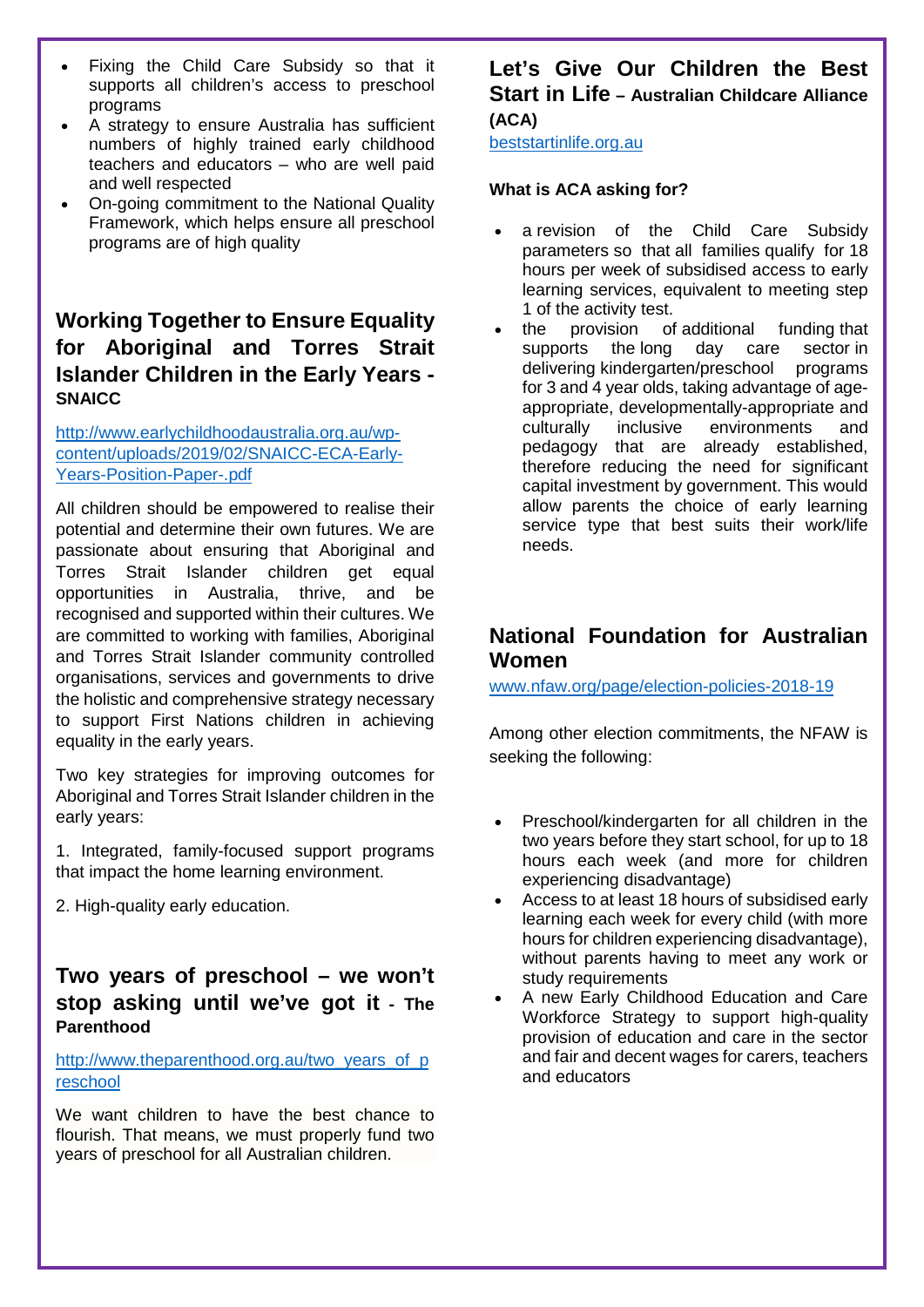- Fixing the Child Care Subsidy so that it supports all children's access to preschool programs
- A strategy to ensure Australia has sufficient numbers of highly trained early childhood teachers and educators – who are well paid and well respected
- On-going commitment to the National Quality Framework, which helps ensure all preschool programs are of high quality

## Working Together to Ensure Equality for Aboriginal and Torres Strait Islander Children in the Early Years - SNAICC

http://www.earlychildhoodaustralia.org.au/wp-content/uploads/2019/02/SNAICC-ECA-Early-Years-Position-Paper-.pdf

All children should be empowered to realise their potential and determine their own futures. We are passionate about ensuring that Aboriginal and Torres Strait Islander children get equal opportunities in Australia, thrive, and be recognised and supported within their cultures. We are committed to working with families, Aboriginal and Torres Strait Islander community controlled organisations, services and governments to drive the holistic and comprehensive strategy necessary to support First Nations children in achieving equality in the early years.

Two key strategies for improving outcomes for Aboriginal and Torres Strait Islander children in the early years:

1. Integrated, family-focused support programs that impact the home learning environment.

2. High-quality early education.

## Two years of preschool – we won't stop asking until we've got it - The Parenthood

http://www.theparenthood.org.au/two_years_of_preschool

We want children to have the best chance to flourish. That means, we must properly fund two years of preschool for all Australian children.

## Let's Give Our Children the Best Start in Life – Australian Childcare Alliance (ACA)

beststartinlife.org.au

**What is ACA asking for?**

- a revision of the Child Care Subsidy parameters so that all families qualify for 18 hours per week of subsidised access to early learning services, equivalent to meeting step 1 of the activity test.
- the provision of additional funding that supports the long day care sector in delivering kindergarten/preschool programs for 3 and 4 year olds, taking advantage of age-appropriate, developmentally-appropriate and culturally inclusive environments and pedagogy that are already established, therefore reducing the need for significant capital investment by government. This would allow parents the choice of early learning service type that best suits their work/life needs.

## National Foundation for Australian Women

www.nfaw.org/page/election-policies-2018-19

Among other election commitments, the NFAW is seeking the following:

- Preschool/kindergarten for all children in the two years before they start school, for up to 18 hours each week (and more for children experiencing disadvantage)
- Access to at least 18 hours of subsidised early learning each week for every child (with more hours for children experiencing disadvantage), without parents having to meet any work or study requirements
- A new Early Childhood Education and Care Workforce Strategy to support high-quality provision of education and care in the sector and fair and decent wages for carers, teachers and educators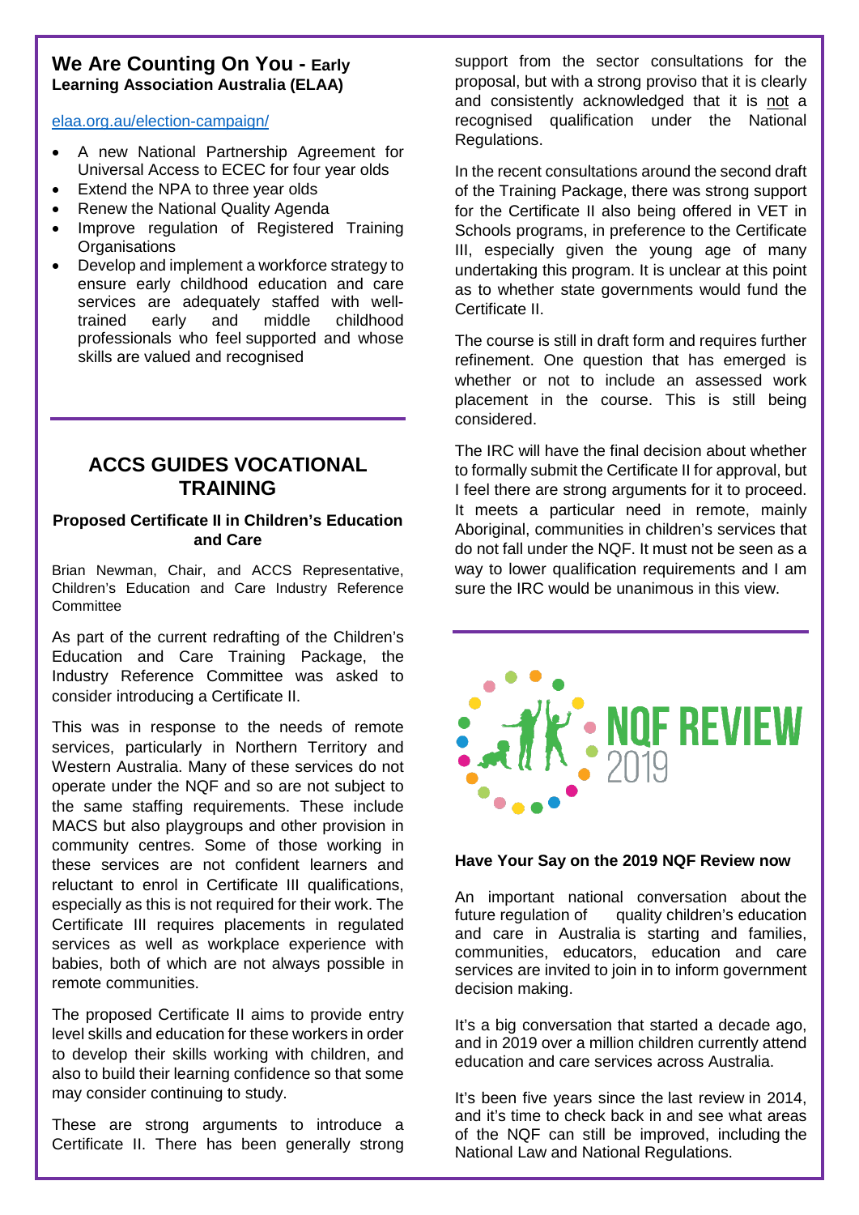## We Are Counting On You - Early Learning Association Australia (ELAA)

elaa.org.au/election-campaign/

- A new National Partnership Agreement for Universal Access to ECEC for four year olds
- Extend the NPA to three year olds
- Renew the National Quality Agenda
- Improve regulation of Registered Training Organisations
- Develop and implement a workforce strategy to ensure early childhood education and care services are adequately staffed with well-trained early and middle childhood professionals who feel supported and whose skills are valued and recognised

## ACCS GUIDES VOCATIONAL TRAINING

### Proposed Certificate II in Children's Education and Care

Brian Newman, Chair, and ACCS Representative, Children's Education and Care Industry Reference Committee

As part of the current redrafting of the Children's Education and Care Training Package, the Industry Reference Committee was asked to consider introducing a Certificate II.

This was in response to the needs of remote services, particularly in Northern Territory and Western Australia. Many of these services do not operate under the NQF and so are not subject to the same staffing requirements. These include MACS but also playgroups and other provision in community centres. Some of those working in these services are not confident learners and reluctant to enrol in Certificate III qualifications, especially as this is not required for their work. The Certificate III requires placements in regulated services as well as workplace experience with babies, both of which are not always possible in remote communities.

The proposed Certificate II aims to provide entry level skills and education for these workers in order to develop their skills working with children, and also to build their learning confidence so that some may consider continuing to study.

These are strong arguments to introduce a Certificate II. There has been generally strong support from the sector consultations for the proposal, but with a strong proviso that it is clearly and consistently acknowledged that it is not a recognised qualification under the National Regulations.

In the recent consultations around the second draft of the Training Package, there was strong support for the Certificate II also being offered in VET in Schools programs, in preference to the Certificate III, especially given the young age of many undertaking this program. It is unclear at this point as to whether state governments would fund the Certificate II.

The course is still in draft form and requires further refinement. One question that has emerged is whether or not to include an assessed work placement in the course. This is still being considered.

The IRC will have the final decision about whether to formally submit the Certificate II for approval, but I feel there are strong arguments for it to proceed. It meets a particular need in remote, mainly Aboriginal, communities in children's services that do not fall under the NQF. It must not be seen as a way to lower qualification requirements and I am sure the IRC would be unanimous in this view.

NQF REVIEW 2019

### Have Your Say on the 2019 NQF Review now

An important national conversation about the future regulation of quality children's education and care in Australia is starting and families, communities, educators, education and care services are invited to join in to inform government decision making.

It's a big conversation that started a decade ago, and in 2019 over a million children currently attend education and care services across Australia.

It's been five years since the last review in 2014, and it's time to check back in and see what areas of the NQF can still be improved, including the National Law and National Regulations.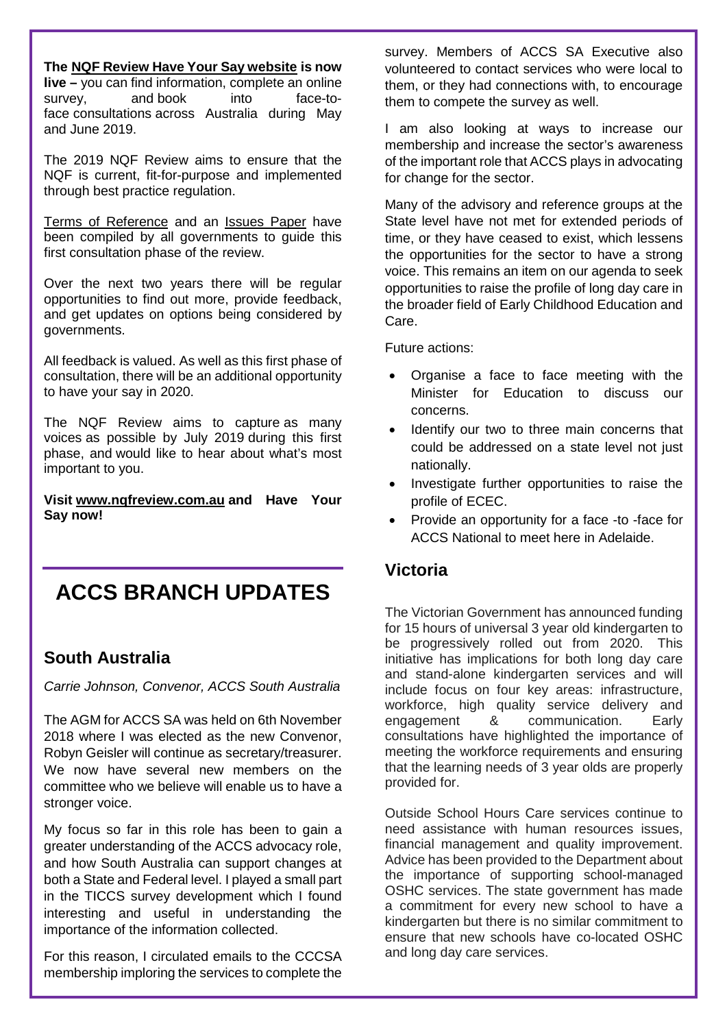**The NQF Review Have Your Say website is now live –** you can find information, complete an online survey, and book into face-to-face consultations across Australia during May and June 2019.

The 2019 NQF Review aims to ensure that the NQF is current, fit-for-purpose and implemented through best practice regulation.

Terms of Reference and an Issues Paper have been compiled by all governments to guide this first consultation phase of the review.

Over the next two years there will be regular opportunities to find out more, provide feedback, and get updates on options being considered by governments.

All feedback is valued. As well as this first phase of consultation, there will be an additional opportunity to have your say in 2020.

The NQF Review aims to capture as many voices as possible by July 2019 during this first phase, and would like to hear about what's most important to you.

**Visit www.nqfreview.com.au and Have Your Say now!**

# ACCS BRANCH UPDATES

## South Australia

*Carrie Johnson, Convenor, ACCS South Australia*

The AGM for ACCS SA was held on 6th November 2018 where I was elected as the new Convenor, Robyn Geisler will continue as secretary/treasurer. We now have several new members on the committee who we believe will enable us to have a stronger voice.

My focus so far in this role has been to gain a greater understanding of the ACCS advocacy role, and how South Australia can support changes at both a State and Federal level. I played a small part in the TICCS survey development which I found interesting and useful in understanding the importance of the information collected.

For this reason, I circulated emails to the CCCSA membership imploring the services to complete the survey. Members of ACCS SA Executive also volunteered to contact services who were local to them, or they had connections with, to encourage them to compete the survey as well.

I am also looking at ways to increase our membership and increase the sector's awareness of the important role that ACCS plays in advocating for change for the sector.

Many of the advisory and reference groups at the State level have not met for extended periods of time, or they have ceased to exist, which lessens the opportunities for the sector to have a strong voice. This remains an item on our agenda to seek opportunities to raise the profile of long day care in the broader field of Early Childhood Education and Care.

Future actions:

- Organise a face to face meeting with the Minister for Education to discuss our concerns.
- Identify our two to three main concerns that could be addressed on a state level not just nationally.
- Investigate further opportunities to raise the profile of ECEC.
- Provide an opportunity for a face -to -face for ACCS National to meet here in Adelaide.

## Victoria

The Victorian Government has announced funding for 15 hours of universal 3 year old kindergarten to be progressively rolled out from 2020. This initiative has implications for both long day care and stand-alone kindergarten services and will include focus on four key areas: infrastructure, workforce, high quality service delivery and engagement & communication. Early consultations have highlighted the importance of meeting the workforce requirements and ensuring that the learning needs of 3 year olds are properly provided for.

Outside School Hours Care services continue to need assistance with human resources issues, financial management and quality improvement. Advice has been provided to the Department about the importance of supporting school-managed OSHC services. The state government has made a commitment for every new school to have a kindergarten but there is no similar commitment to ensure that new schools have co-located OSHC and long day care services.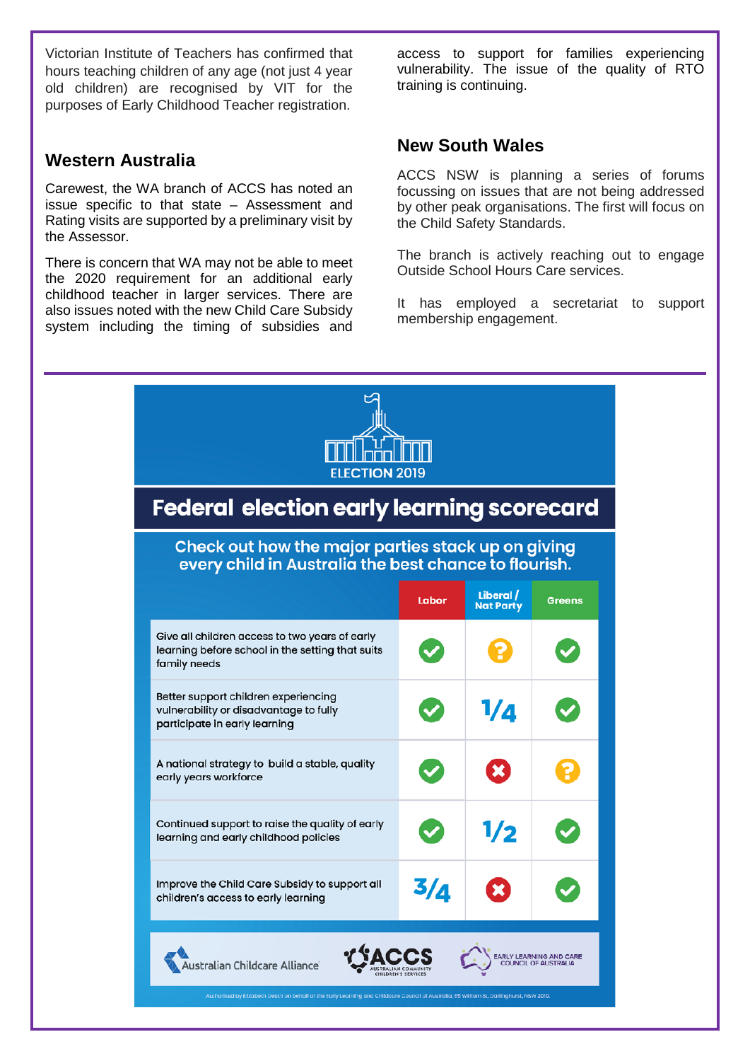Victorian Institute of Teachers has confirmed that hours teaching children of any age (not just 4 year old children) are recognised by VIT for the purposes of Early Childhood Teacher registration.

## Western Australia

Carewest, the WA branch of ACCS has noted an issue specific to that state – Assessment and Rating visits are supported by a preliminary visit by the Assessor.

There is concern that WA may not be able to meet the 2020 requirement for an additional early childhood teacher in larger services. There are also issues noted with the new Child Care Subsidy system including the timing of subsidies and access to support for families experiencing vulnerability. The issue of the quality of RTO training is continuing.

## New South Wales

ACCS NSW is planning a series of forums focussing on issues that are not being addressed by other peak organisations. The first will focus on the Child Safety Standards.

The branch is actively reaching out to engage Outside School Hours Care services.

It has employed a secretariat to support membership engagement.

---

ELECTION 2019

# Federal election early learning scorecard

**Check out how the major parties stack up on giving every child in Australia the best chance to flourish.**

| | Labor | Liberal / Nat Party | Greens |
|---|---|---|---|
| Give all children access to two years of early learning before school in the setting that suits family needs | ✓ | ? | ✓ |
| Better support children experiencing vulnerability or disadvantage to fully participate in early learning | ✓ | 1/4 | ✓ |
| A national strategy to build a stable, quality early years workforce | ✓ | ✗ | ? |
| Continued support to raise the quality of early learning and early childhood policies | ✓ | 1/2 | ✓ |
| Improve the Child Care Subsidy to support all children's access to early learning | 3/4 | ✗ | ✓ |

Australian Childcare Alliance | ACCS Australian Community Children's Services | Early Learning and Care Council of Australia

Authorised by Elizabeth Death on behalf of the Early Learning and Childcare Council of Australia, 85 William St, Darlinghurst, NSW 2010.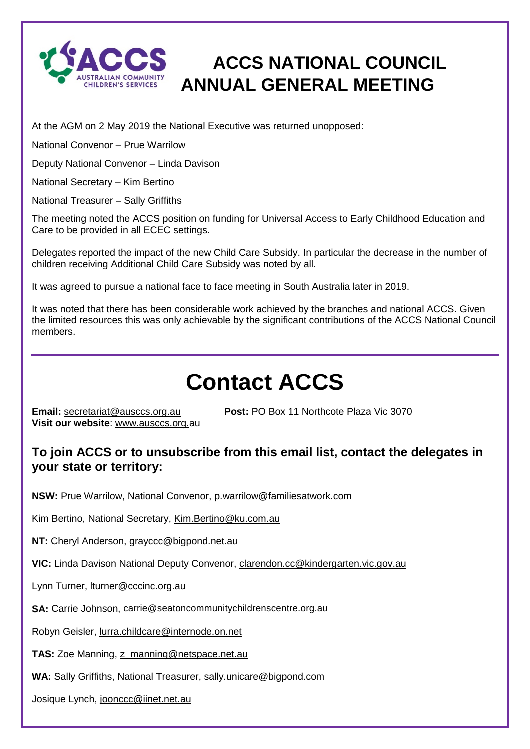# ACCS NATIONAL COUNCIL ANNUAL GENERAL MEETING

At the AGM on 2 May 2019 the National Executive was returned unopposed:

National Convenor – Prue Warrilow

Deputy National Convenor – Linda Davison

National Secretary – Kim Bertino

National Treasurer – Sally Griffiths

The meeting noted the ACCS position on funding for Universal Access to Early Childhood Education and Care to be provided in all ECEC settings.

Delegates reported the impact of the new Child Care Subsidy. In particular the decrease in the number of children receiving Additional Child Care Subsidy was noted by all.

It was agreed to pursue a national face to face meeting in South Australia later in 2019.

It was noted that there has been considerable work achieved by the branches and national ACCS. Given the limited resources this was only achievable by the significant contributions of the ACCS National Council members.

# Contact ACCS

**Email:** secretariat@ausccs.org.au

**Visit our website**: www.ausccs.org.au

**Post:** PO Box 11 Northcote Plaza Vic 3070

## To join ACCS or to unsubscribe from this email list, contact the delegates in your state or territory:

**NSW:** Prue Warrilow, National Convenor, p.warrilow@familiesatwork.com

Kim Bertino, National Secretary, Kim.Bertino@ku.com.au

**NT:** Cheryl Anderson, grayccc@bigpond.net.au

**VIC:** Linda Davison National Deputy Convenor, clarendon.cc@kindergarten.vic.gov.au

Lynn Turner, lturner@cccinc.org.au

**SA:** Carrie Johnson, carrie@seatoncommunitychildrenscentre.org.au

Robyn Geisler, lurra.childcare@internode.on.net

**TAS:** Zoe Manning, z_manning@netspace.net.au

**WA:** Sally Griffiths, National Treasurer, sally.unicare@bigpond.com

Josique Lynch, joonccc@iinet.net.au